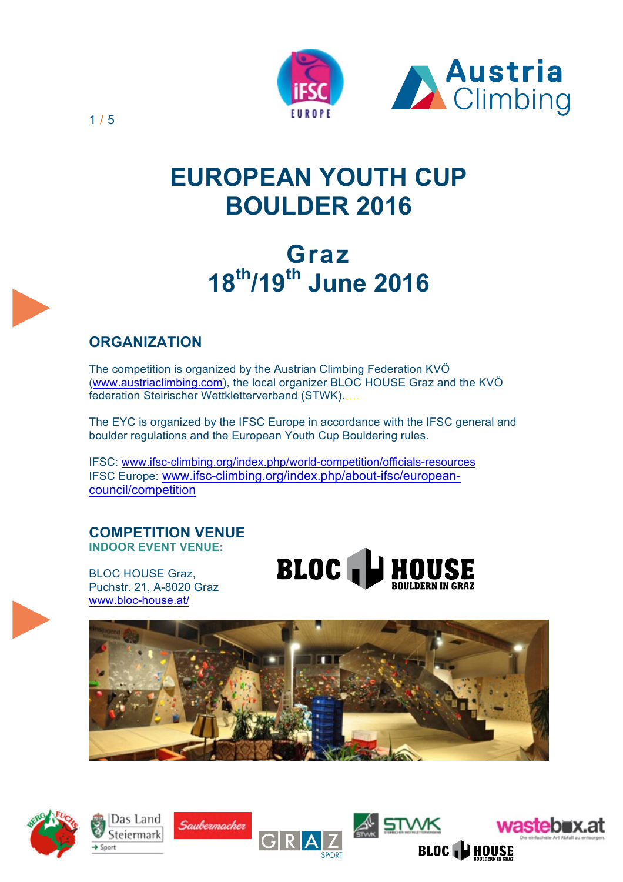# EUROPEAN YOUTH CUP BOULDER 2016

## Graz
## 18th/19th June 2016

## ORGANIZATION

The competition is organized by the Austrian Climbing Federation KVÖ (www.austriaclimbing.com), the local organizer BLOC HOUSE Graz and the KVÖ federation Steirischer Wettkletterverband (STWK).....

The EYC is organized by the IFSC Europe in accordance with the IFSC general and boulder regulations and the European Youth Cup Bouldering rules.

IFSC: www.ifsc-climbing.org/index.php/world-competition/officials-resources
IFSC Europe: www.ifsc-climbing.org/index.php/about-ifsc/european-council/competition

## COMPETITION VENUE

**INDOOR EVENT VENUE:**

BLOC HOUSE Graz,
Puchstr. 21, A-8020 Graz
www.bloc-house.at/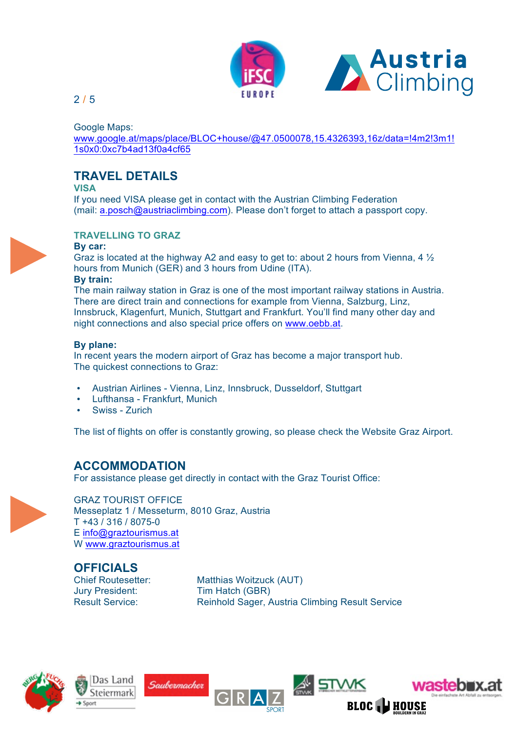Google Maps:
www.google.at/maps/place/BLOC+house/@47.0500078,15.4326393,16z/data=!4m2!3m1!1s0x0:0xc7b4ad13f0a4cf65

## TRAVEL DETAILS

### VISA

If you need VISA please get in contact with the Austrian Climbing Federation (mail: a.posch@austriaclimbing.com). Please don't forget to attach a passport copy.

### TRAVELLING TO GRAZ

**By car:**
Graz is located at the highway A2 and easy to get to: about 2 hours from Vienna, 4 ½ hours from Munich (GER) and 3 hours from Udine (ITA).

**By train:**
The main railway station in Graz is one of the most important railway stations in Austria. There are direct train and connections for example from Vienna, Salzburg, Linz, Innsbruck, Klagenfurt, Munich, Stuttgart and Frankfurt. You'll find many other day and night connections and also special price offers on www.oebb.at.

**By plane:**
In recent years the modern airport of Graz has become a major transport hub.
The quickest connections to Graz:

- Austrian Airlines - Vienna, Linz, Innsbruck, Dusseldorf, Stuttgart
- Lufthansa - Frankfurt, Munich
- Swiss - Zurich

The list of flights on offer is constantly growing, so please check the Website Graz Airport.

## ACCOMMODATION

For assistance please get directly in contact with the Graz Tourist Office:

GRAZ TOURIST OFFICE
Messeplatz 1 / Messeturm, 8010 Graz, Austria
T +43 / 316 / 8075-0
E info@graztourismus.at
W www.graztourismus.at

## OFFICIALS

| | |
|---|---|
| Chief Routesetter: | Matthias Woitzuck (AUT) |
| Jury President: | Tim Hatch (GBR) |
| Result Service: | Reinhold Sager, Austria Climbing Result Service |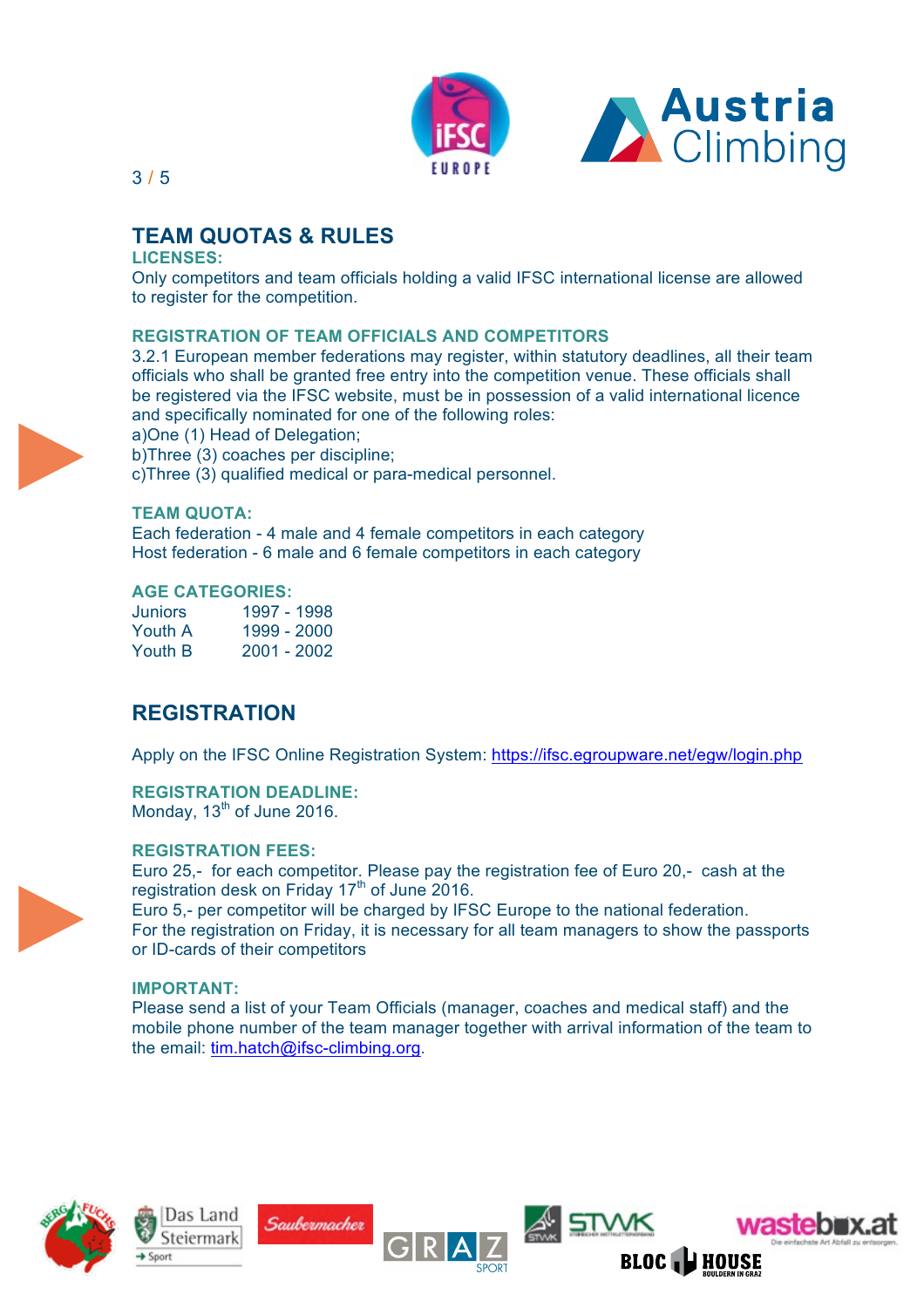## TEAM QUOTAS & RULES

### LICENSES:

Only competitors and team officials holding a valid IFSC international license are allowed to register for the competition.

### REGISTRATION OF TEAM OFFICIALS AND COMPETITORS

3.2.1 European member federations may register, within statutory deadlines, all their team officials who shall be granted free entry into the competition venue. These officials shall be registered via the IFSC website, must be in possession of a valid international licence and specifically nominated for one of the following roles:
a)One (1) Head of Delegation;
b)Three (3) coaches per discipline;
c)Three (3) qualified medical or para-medical personnel.

### TEAM QUOTA:

Each federation - 4 male and 4 female competitors in each category
Host federation - 6 male and 6 female competitors in each category

### AGE CATEGORIES:

| | |
|---|---|
| Juniors | 1997 - 1998 |
| Youth A | 1999 - 2000 |
| Youth B | 2001 - 2002 |

## REGISTRATION

Apply on the IFSC Online Registration System: https://ifsc.egroupware.net/egw/login.php

### REGISTRATION DEADLINE:

Monday, 13th of June 2016.

### REGISTRATION FEES:

Euro 25,- for each competitor. Please pay the registration fee of Euro 20,- cash at the registration desk on Friday 17th of June 2016.
Euro 5,- per competitor will be charged by IFSC Europe to the national federation.
For the registration on Friday, it is necessary for all team managers to show the passports or ID-cards of their competitors

### IMPORTANT:

Please send a list of your Team Officials (manager, coaches and medical staff) and the mobile phone number of the team manager together with arrival information of the team to the email: tim.hatch@ifsc-climbing.org.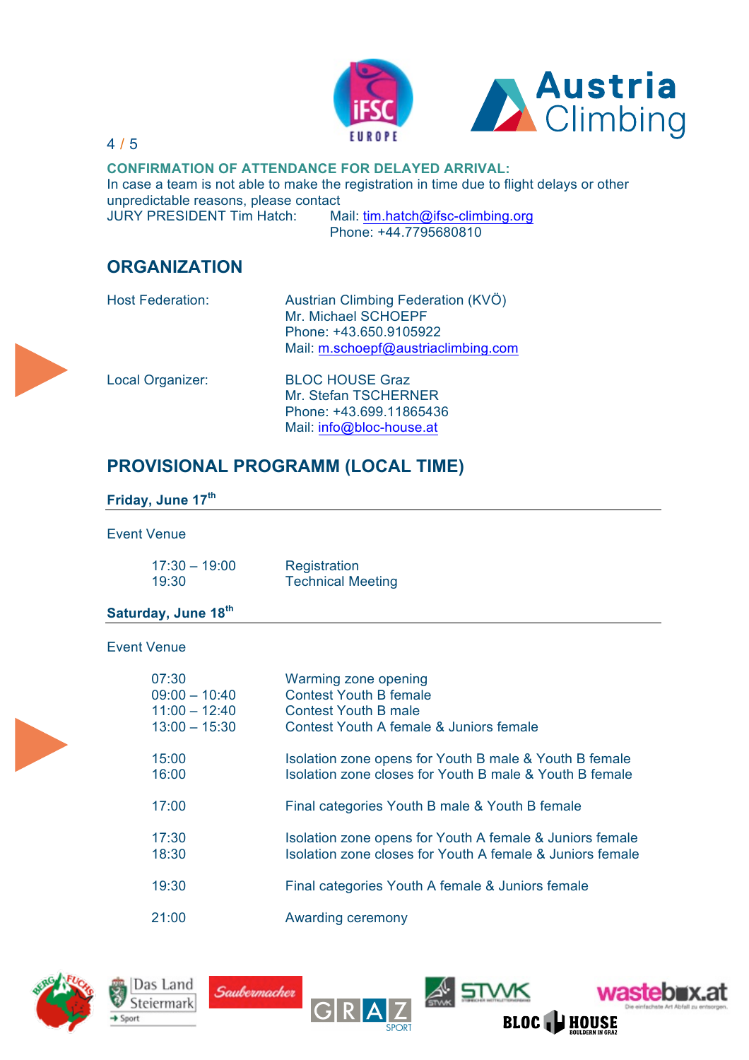**CONFIRMATION OF ATTENDANCE FOR DELAYED ARRIVAL:**
In case a team is not able to make the registration in time due to flight delays or other unpredictable reasons, please contact
JURY PRESIDENT Tim Hatch: Mail: tim.hatch@ifsc-climbing.org
Phone: +44.7795680810

## ORGANIZATION

| | |
|---|---|
| Host Federation: | Austrian Climbing Federation (KVÖ)<br>Mr. Michael SCHOEPF<br>Phone: +43.650.9105922<br>Mail: m.schoepf@austriaclimbing.com |
| Local Organizer: | BLOC HOUSE Graz<br>Mr. Stefan TSCHERNER<br>Phone: +43.699.11865436<br>Mail: info@bloc-house.at |

## PROVISIONAL PROGRAMM (LOCAL TIME)

### Friday, June 17th

Event Venue

| | |
|---|---|
| 17:30 – 19:00 | Registration |
| 19:30 | Technical Meeting |

### Saturday, June 18th

Event Venue

| | |
|---|---|
| 07:30 | Warming zone opening |
| 09:00 – 10:40 | Contest Youth B female |
| 11:00 – 12:40 | Contest Youth B male |
| 13:00 – 15:30 | Contest Youth A female & Juniors female |
| 15:00 | Isolation zone opens for Youth B male & Youth B female |
| 16:00 | Isolation zone closes for Youth B male & Youth B female |
| 17:00 | Final categories Youth B male & Youth B female |
| 17:30 | Isolation zone opens for Youth A female & Juniors female |
| 18:30 | Isolation zone closes for Youth A female & Juniors female |
| 19:30 | Final categories Youth A female & Juniors female |
| 21:00 | Awarding ceremony |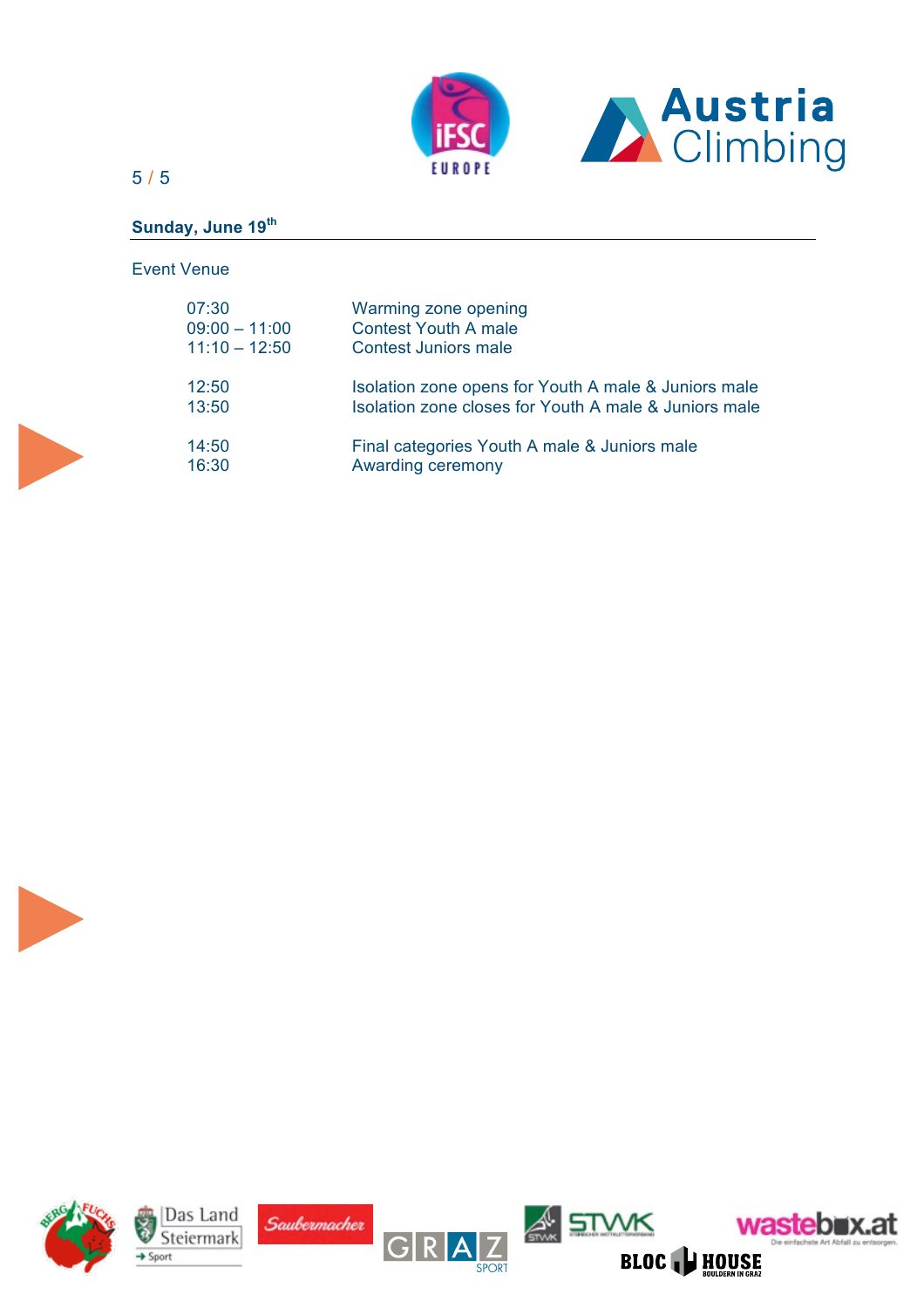## Sunday, June 19th

Event Venue

| | |
|---|---|
| 07:30 | Warming zone opening |
| 09:00 – 11:00 | Contest Youth A male |
| 11:10 – 12:50 | Contest Juniors male |
| 12:50 | Isolation zone opens for Youth A male & Juniors male |
| 13:50 | Isolation zone closes for Youth A male & Juniors male |
| 14:50 | Final categories Youth A male & Juniors male |
| 16:30 | Awarding ceremony |